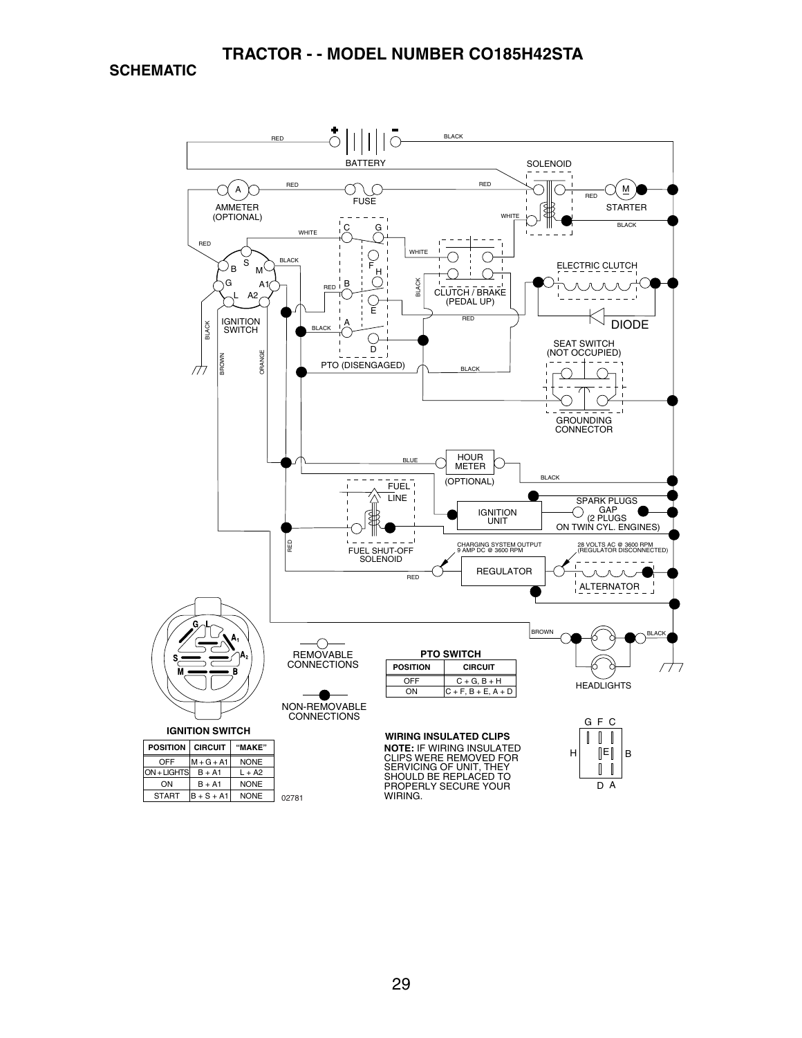# TRACTOR - - MODEL NUMBER CO185H42STA

## SCHEMATIC

RED

BATTERY

BLACK

SOLENOID

AMMETER (OPTIONAL)

RED

FUSE

RED

RED

STARTER

WHITE

BLACK

WHITE

RED

WHITE

ELECTRIC CLUTCH

BLACK

BLACK

CLUTCH / BRAKE (PEDAL UP)

RED

IGNITION SWITCH

BLACK

RED

DIODE

BLACK

BROWN

ORANGE

PTO (DISENGAGED)

BLACK

SEAT SWITCH (NOT OCCUPIED)

GROUNDING CONNECTOR

BLUE

HOUR METER

(OPTIONAL)

BLACK

FUEL LINE

SPARK PLUGS GAP (2 PLUGS ON TWIN CYL. ENGINES)

IGNITION UNIT

RED

FUEL SHUT-OFF SOLENOID

CHARGING SYSTEM OUTPUT 9 AMP DC @ 3600 RPM

28 VOLTS AC @ 3600 RPM (REGULATOR DISCONNECTED)

REGULATOR

RED

ALTERNATOR

BROWN

BLACK

HEADLIGHTS

REMOVABLE CONNECTIONS

NON-REMOVABLE CONNECTIONS

**IGNITION SWITCH**

| POSITION | CIRCUIT | "MAKE" |
| --- | --- | --- |
| OFF | M + G + A1 | NONE |
| ON + LIGHTS | B + A1 | L + A2 |
| ON | B + A1 | NONE |
| START | B + S + A1 | NONE |

**PTO SWITCH**

| POSITION | CIRCUIT |
| --- | --- |
| OFF | C + G, B + H |
| ON | C + F, B + E, A + D |

**WIRING INSULATED CLIPS**

**NOTE:** IF WIRING INSULATED CLIPS WERE REMOVED FOR SERVICING OF UNIT, THEY SHOULD BE REPLACED TO PROPERLY SECURE YOUR WIRING.

02781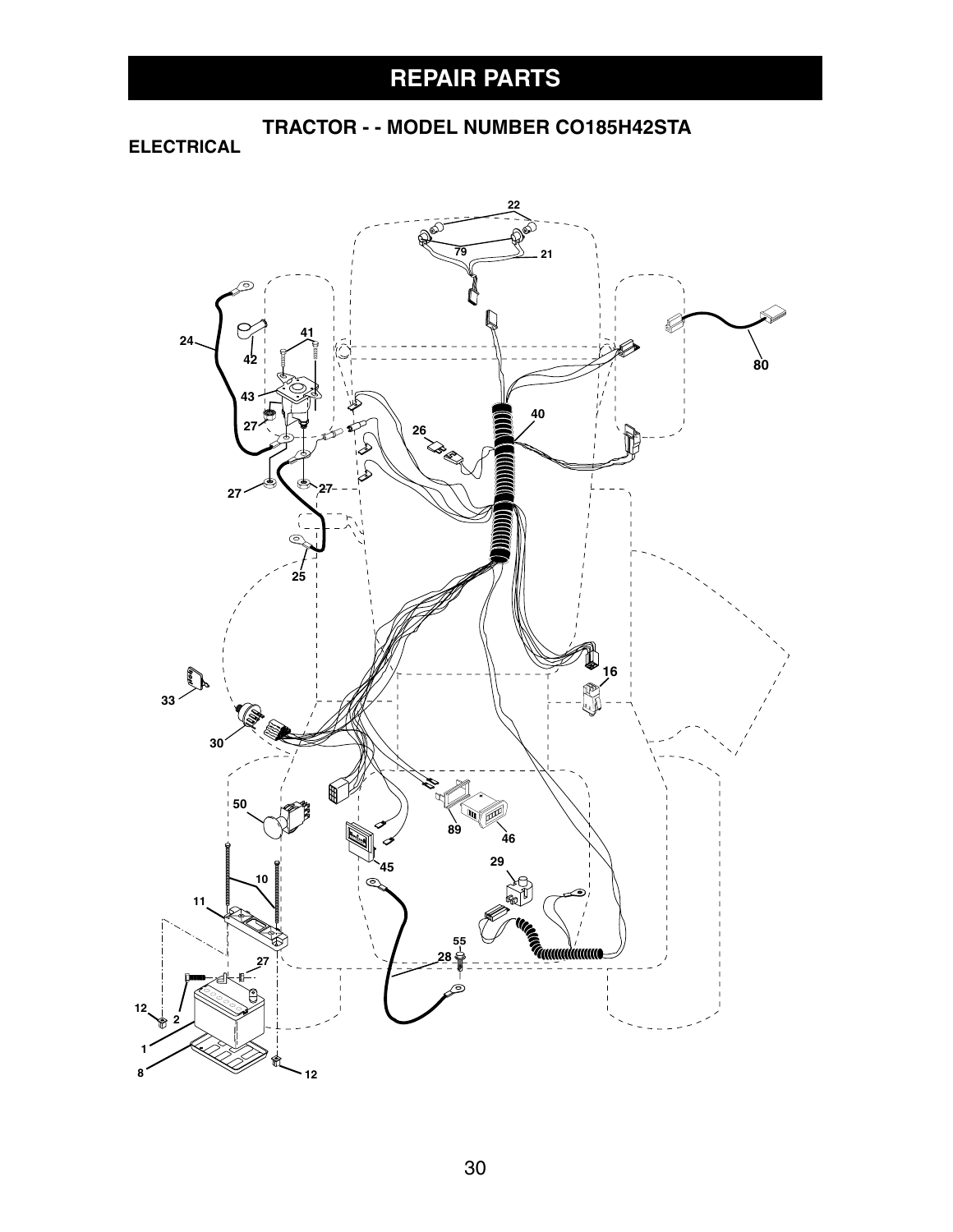# REPAIR PARTS

## TRACTOR - - MODEL NUMBER CO185H42STA

### ELECTRICAL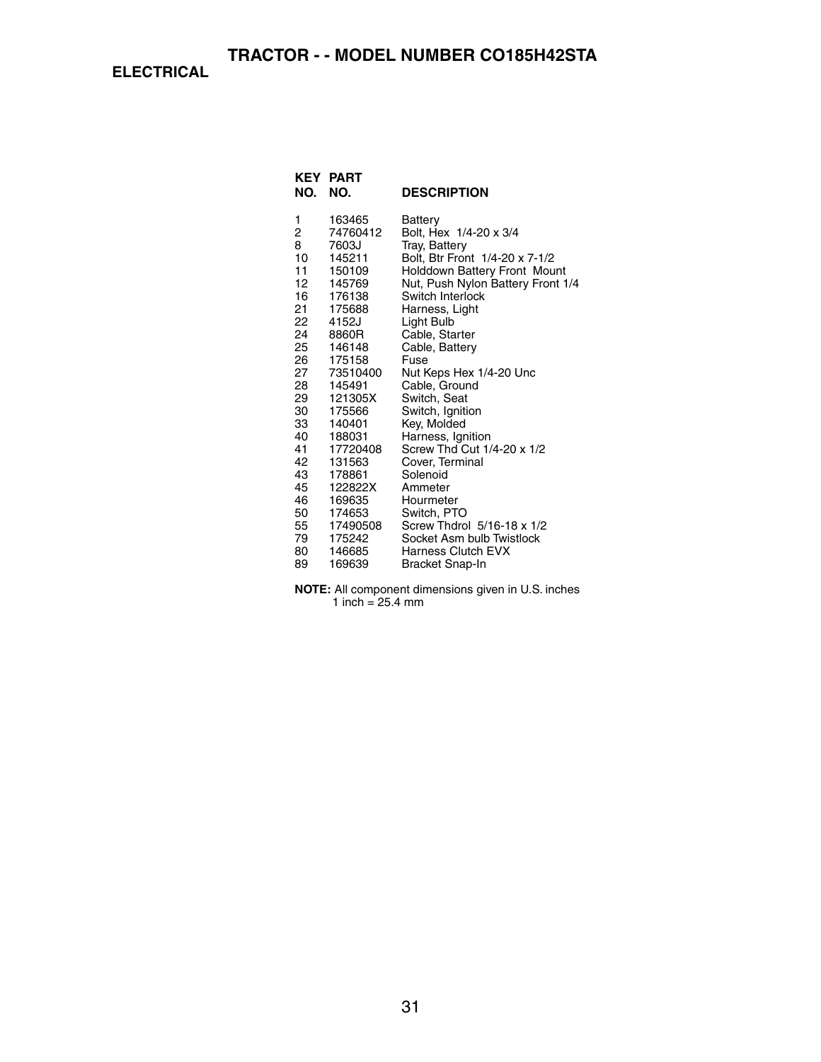# TRACTOR - - MODEL NUMBER CO185H42STA

## ELECTRICAL

| KEY NO. | PART NO. | DESCRIPTION |
|---|---|---|
| 1 | 163465 | Battery |
| 2 | 74760412 | Bolt, Hex 1/4-20 x 3/4 |
| 8 | 7603J | Tray, Battery |
| 10 | 145211 | Bolt, Btr Front 1/4-20 x 7-1/2 |
| 11 | 150109 | Holddown Battery Front Mount |
| 12 | 145769 | Nut, Push Nylon Battery Front 1/4 |
| 16 | 176138 | Switch Interlock |
| 21 | 175688 | Harness, Light |
| 22 | 4152J | Light Bulb |
| 24 | 8860R | Cable, Starter |
| 25 | 146148 | Cable, Battery |
| 26 | 175158 | Fuse |
| 27 | 73510400 | Nut Keps Hex 1/4-20 Unc |
| 28 | 145491 | Cable, Ground |
| 29 | 121305X | Switch, Seat |
| 30 | 175566 | Switch, Ignition |
| 33 | 140401 | Key, Molded |
| 40 | 188031 | Harness, Ignition |
| 41 | 17720408 | Screw Thd Cut 1/4-20 x 1/2 |
| 42 | 131563 | Cover, Terminal |
| 43 | 178861 | Solenoid |
| 45 | 122822X | Ammeter |
| 46 | 169635 | Hourmeter |
| 50 | 174653 | Switch, PTO |
| 55 | 17490508 | Screw Thdrol 5/16-18 x 1/2 |
| 79 | 175242 | Socket Asm bulb Twistlock |
| 80 | 146685 | Harness Clutch EVX |
| 89 | 169639 | Bracket Snap-In |

**NOTE:** All component dimensions given in U.S. inches
1 inch = 25.4 mm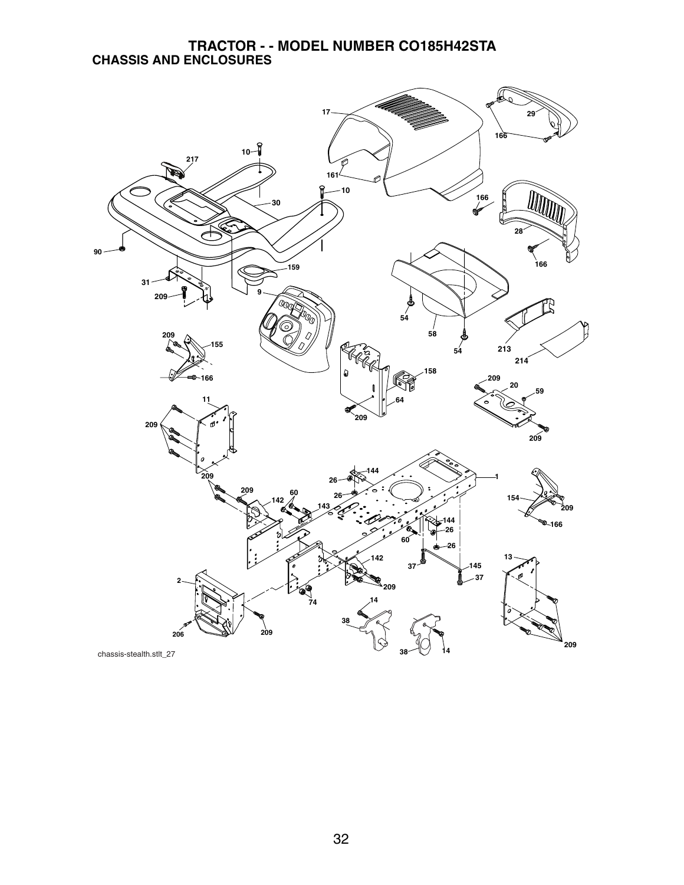# TRACTOR - - MODEL NUMBER CO185H42STA

## CHASSIS AND ENCLOSURES

chassis-stealth.stlt_27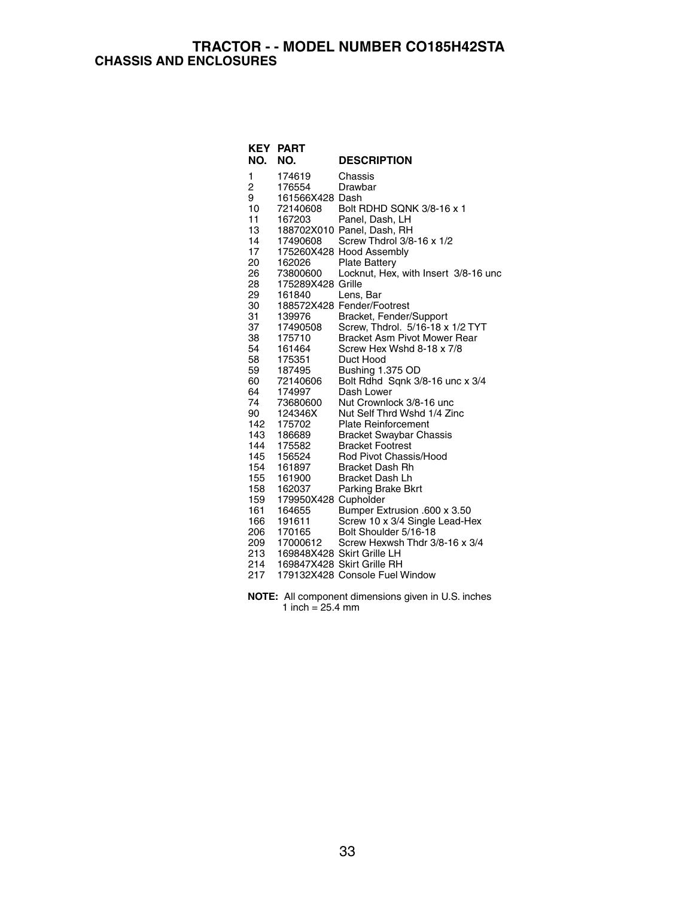# TRACTOR - - MODEL NUMBER CO185H42STA

## CHASSIS AND ENCLOSURES

| KEY NO. | PART NO. | DESCRIPTION |
|---|---|---|
| 1 | 174619 | Chassis |
| 2 | 176554 | Drawbar |
| 9 | 161566X428 | Dash |
| 10 | 72140608 | Bolt RDHD SQNK 3/8-16 x 1 |
| 11 | 167203 | Panel, Dash, LH |
| 13 | 188702X010 | Panel, Dash, RH |
| 14 | 17490608 | Screw Thdrol 3/8-16 x 1/2 |
| 17 | 175260X428 | Hood Assembly |
| 20 | 162026 | Plate Battery |
| 26 | 73800600 | Locknut, Hex, with Insert 3/8-16 unc |
| 28 | 175289X428 | Grille |
| 29 | 161840 | Lens, Bar |
| 30 | 188572X428 | Fender/Footrest |
| 31 | 139976 | Bracket, Fender/Support |
| 37 | 17490508 | Screw, Thdrol. 5/16-18 x 1/2 TYT |
| 38 | 175710 | Bracket Asm Pivot Mower Rear |
| 54 | 161464 | Screw Hex Wshd 8-18 x 7/8 |
| 58 | 175351 | Duct Hood |
| 59 | 187495 | Bushing 1.375 OD |
| 60 | 72140606 | Bolt Rdhd Sqnk 3/8-16 unc x 3/4 |
| 64 | 174997 | Dash Lower |
| 74 | 73680600 | Nut Crownlock 3/8-16 unc |
| 90 | 124346X | Nut Self Thrd Wshd 1/4 Zinc |
| 142 | 175702 | Plate Reinforcement |
| 143 | 186689 | Bracket Swaybar Chassis |
| 144 | 175582 | Bracket Footrest |
| 145 | 156524 | Rod Pivot Chassis/Hood |
| 154 | 161897 | Bracket Dash Rh |
| 155 | 161900 | Bracket Dash Lh |
| 158 | 162037 | Parking Brake Bkrt |
| 159 | 179950X428 | Cupholder |
| 161 | 164655 | Bumper Extrusion .600 x 3.50 |
| 166 | 191611 | Screw 10 x 3/4 Single Lead-Hex |
| 206 | 170165 | Bolt Shoulder 5/16-18 |
| 209 | 17000612 | Screw Hexwsh Thdr 3/8-16 x 3/4 |
| 213 | 169848X428 | Skirt Grille LH |
| 214 | 169847X428 | Skirt Grille RH |
| 217 | 179132X428 | Console Fuel Window |

**NOTE:** All component dimensions given in U.S. inches
1 inch = 25.4 mm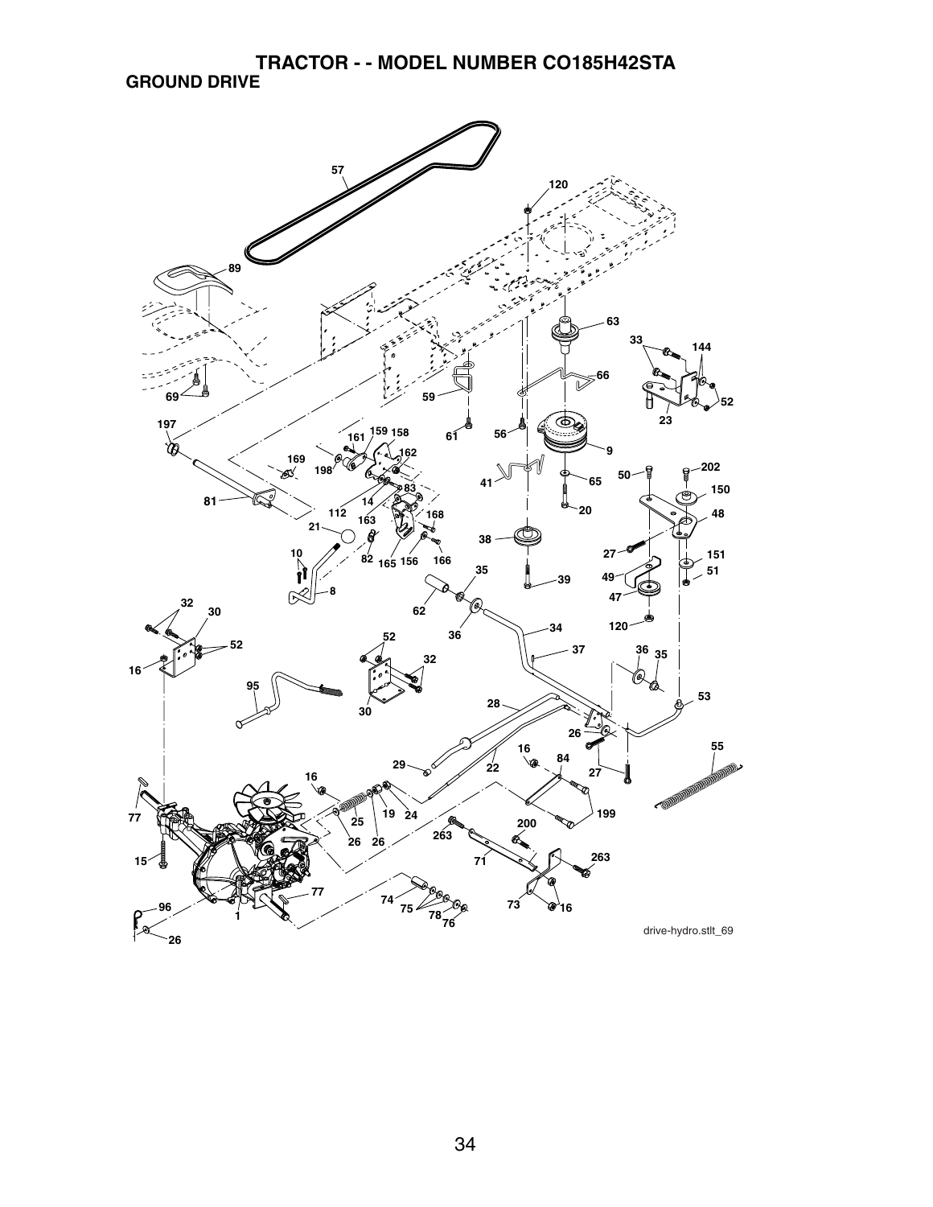# TRACTOR - - MODEL NUMBER CO185H42STA

## GROUND DRIVE

drive-hydro.stlt_69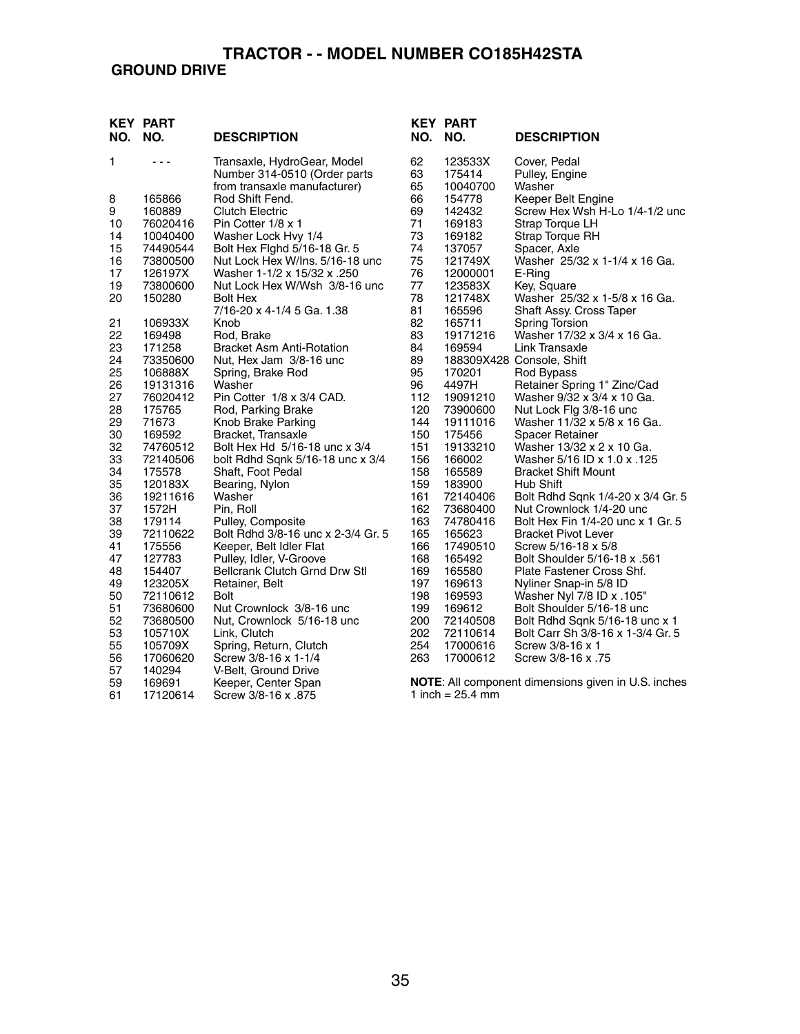# TRACTOR - - MODEL NUMBER CO185H42STA

## GROUND DRIVE

| KEY NO. | PART NO. | DESCRIPTION |
|---|---|---|
| 1 | - - - | Transaxle, HydroGear, Model Number 314-0510 (Order parts from transaxle manufacturer) |
| 8 | 165866 | Rod Shift Fend. |
| 9 | 160889 | Clutch Electric |
| 10 | 76020416 | Pin Cotter 1/8 x 1 |
| 14 | 10040400 | Washer Lock Hvy 1/4 |
| 15 | 74490544 | Bolt Hex Flghd 5/16-18 Gr. 5 |
| 16 | 73800500 | Nut Lock Hex W/Ins. 5/16-18 unc |
| 17 | 126197X | Washer 1-1/2 x 15/32 x .250 |
| 19 | 73800600 | Nut Lock Hex W/Wsh 3/8-16 unc |
| 20 | 150280 | Bolt Hex 7/16-20 x 4-1/4 5 Ga. 1.38 |
| 21 | 106933X | Knob |
| 22 | 169498 | Rod, Brake |
| 23 | 171258 | Bracket Asm Anti-Rotation |
| 24 | 73350600 | Nut, Hex Jam 3/8-16 unc |
| 25 | 106888X | Spring, Brake Rod |
| 26 | 19131316 | Washer |
| 27 | 76020412 | Pin Cotter 1/8 x 3/4 CAD. |
| 28 | 175765 | Rod, Parking Brake |
| 29 | 71673 | Knob Brake Parking |
| 30 | 169592 | Bracket, Transaxle |
| 32 | 74760512 | Bolt Hex Hd 5/16-18 unc x 3/4 |
| 33 | 72140506 | bolt Rdhd Sqnk 5/16-18 unc x 3/4 |
| 34 | 175578 | Shaft, Foot Pedal |
| 35 | 120183X | Bearing, Nylon |
| 36 | 19211616 | Washer |
| 37 | 1572H | Pin, Roll |
| 38 | 179114 | Pulley, Composite |
| 39 | 72110622 | Bolt Rdhd 3/8-16 unc x 2-3/4 Gr. 5 |
| 41 | 175556 | Keeper, Belt Idler Flat |
| 47 | 127783 | Pulley, Idler, V-Groove |
| 48 | 154407 | Bellcrank Clutch Grnd Drw Stl |
| 49 | 123205X | Retainer, Belt |
| 50 | 72110612 | Bolt |
| 51 | 73680600 | Nut Crownlock 3/8-16 unc |
| 52 | 73680500 | Nut, Crownlock 5/16-18 unc |
| 53 | 105710X | Link, Clutch |
| 55 | 105709X | Spring, Return, Clutch |
| 56 | 17060620 | Screw 3/8-16 x 1-1/4 |
| 57 | 140294 | V-Belt, Ground Drive |
| 59 | 169691 | Keeper, Center Span |
| 61 | 17120614 | Screw 3/8-16 x .875 |
| 62 | 123533X | Cover, Pedal |
| 63 | 175414 | Pulley, Engine |
| 65 | 10040700 | Washer |
| 66 | 154778 | Keeper Belt Engine |
| 69 | 142432 | Screw Hex Wsh H-Lo 1/4-1/2 unc |
| 71 | 169183 | Strap Torque LH |
| 73 | 169182 | Strap Torque RH |
| 74 | 137057 | Spacer, Axle |
| 75 | 121749X | Washer 25/32 x 1-1/4 x 16 Ga. |
| 76 | 12000001 | E-Ring |
| 77 | 123583X | Key, Square |
| 78 | 121748X | Washer 25/32 x 1-5/8 x 16 Ga. |
| 81 | 165596 | Shaft Assy. Cross Taper |
| 82 | 165711 | Spring Torsion |
| 83 | 19171216 | Washer 17/32 x 3/4 x 16 Ga. |
| 84 | 169594 | Link Transaxle |
| 89 | 188309X428 | Console, Shift |
| 95 | 170201 | Rod Bypass |
| 96 | 4497H | Retainer Spring 1" Zinc/Cad |
| 112 | 19091210 | Washer 9/32 x 3/4 x 10 Ga. |
| 120 | 73900600 | Nut Lock Flg 3/8-16 unc |
| 144 | 19111016 | Washer 11/32 x 5/8 x 16 Ga. |
| 150 | 175456 | Spacer Retainer |
| 151 | 19133210 | Washer 13/32 x 2 x 10 Ga. |
| 156 | 166002 | Washer 5/16 ID x 1.0 x .125 |
| 158 | 165589 | Bracket Shift Mount |
| 159 | 183900 | Hub Shift |
| 161 | 72140406 | Bolt Rdhd Sqnk 1/4-20 x 3/4 Gr. 5 |
| 162 | 73680400 | Nut Crownlock 1/4-20 unc |
| 163 | 74780416 | Bolt Hex Fin 1/4-20 unc x 1 Gr. 5 |
| 165 | 165623 | Bracket Pivot Lever |
| 166 | 17490510 | Screw 5/16-18 x 5/8 |
| 168 | 165492 | Bolt Shoulder 5/16-18 x .561 |
| 169 | 165580 | Plate Fastener Cross Shf. |
| 197 | 169613 | Nyliner Snap-in 5/8 ID |
| 198 | 169593 | Washer Nyl 7/8 ID x .105" |
| 199 | 169612 | Bolt Shoulder 5/16-18 unc |
| 200 | 72140508 | Bolt Rdhd Sqnk 5/16-18 unc x 1 |
| 202 | 72110614 | Bolt Carr Sh 3/8-16 x 1-3/4 Gr. 5 |
| 254 | 17000616 | Screw 3/8-16 x 1 |
| 263 | 17000612 | Screw 3/8-16 x .75 |

**NOTE**: All component dimensions given in U.S. inches
1 inch = 25.4 mm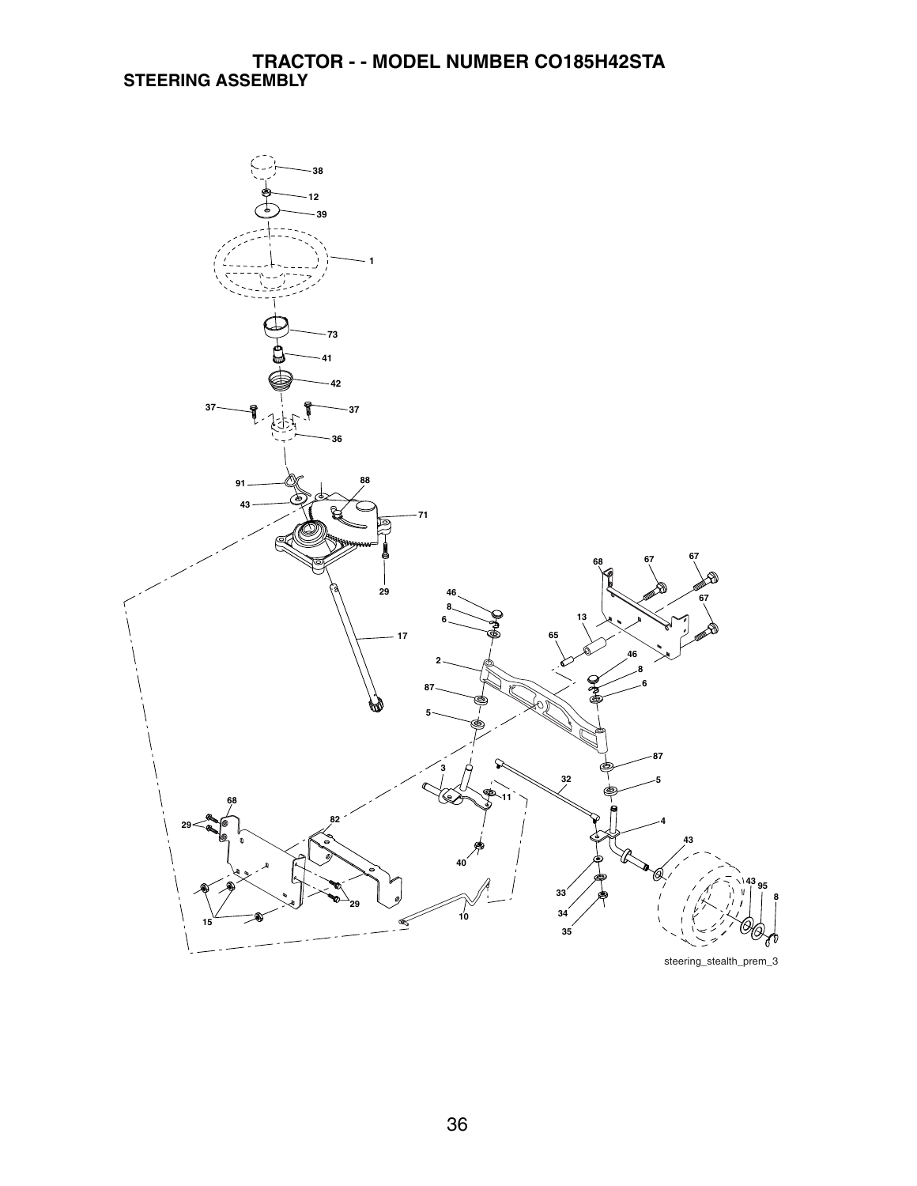# TRACTOR - - MODEL NUMBER CO185H42STA

## STEERING ASSEMBLY

38
12
39
1
73
41
42
37
37
36
91
88
43
71
29
17
68
67
67
67
46
8
6
13
65
46
8
6
2
87
5
87
5
3
32
11
4
68
29
82
43
40
43
95
8
33
29
34
15
10
35

steering_stealth_prem_3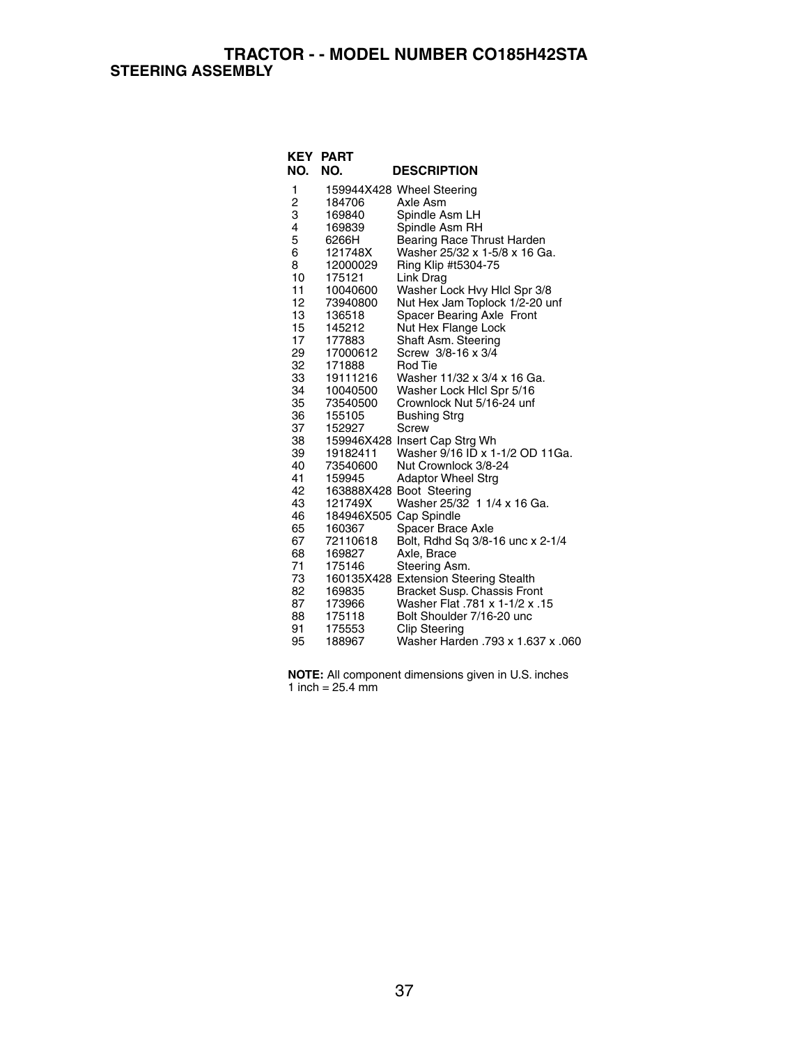# TRACTOR - - MODEL NUMBER CO185H42STA

## STEERING ASSEMBLY

| KEY NO. | PART NO. | DESCRIPTION |
|---|---|---|
| 1 | 159944X428 | Wheel Steering |
| 2 | 184706 | Axle Asm |
| 3 | 169840 | Spindle Asm LH |
| 4 | 169839 | Spindle Asm RH |
| 5 | 6266H | Bearing Race Thrust Harden |
| 6 | 121748X | Washer 25/32 x 1-5/8 x 16 Ga. |
| 8 | 12000029 | Ring Klip #t5304-75 |
| 10 | 175121 | Link Drag |
| 11 | 10040600 | Washer Lock Hvy Hlcl Spr 3/8 |
| 12 | 73940800 | Nut Hex Jam Toplock 1/2-20 unf |
| 13 | 136518 | Spacer Bearing Axle Front |
| 15 | 145212 | Nut Hex Flange Lock |
| 17 | 177883 | Shaft Asm. Steering |
| 29 | 17000612 | Screw 3/8-16 x 3/4 |
| 32 | 171888 | Rod Tie |
| 33 | 19111216 | Washer 11/32 x 3/4 x 16 Ga. |
| 34 | 10040500 | Washer Lock Hlcl Spr 5/16 |
| 35 | 73540500 | Crownlock Nut 5/16-24 unf |
| 36 | 155105 | Bushing Strg |
| 37 | 152927 | Screw |
| 38 | 159946X428 | Insert Cap Strg Wh |
| 39 | 19182411 | Washer 9/16 ID x 1-1/2 OD 11Ga. |
| 40 | 73540600 | Nut Crownlock 3/8-24 |
| 41 | 159945 | Adaptor Wheel Strg |
| 42 | 163888X428 | Boot Steering |
| 43 | 121749X | Washer 25/32 1 1/4 x 16 Ga. |
| 46 | 184946X505 | Cap Spindle |
| 65 | 160367 | Spacer Brace Axle |
| 67 | 72110618 | Bolt, Rdhd Sq 3/8-16 unc x 2-1/4 |
| 68 | 169827 | Axle, Brace |
| 71 | 175146 | Steering Asm. |
| 73 | 160135X428 | Extension Steering Stealth |
| 82 | 169835 | Bracket Susp. Chassis Front |
| 87 | 173966 | Washer Flat .781 x 1-1/2 x .15 |
| 88 | 175118 | Bolt Shoulder 7/16-20 unc |
| 91 | 175553 | Clip Steering |
| 95 | 188967 | Washer Harden .793 x 1.637 x .060 |

**NOTE:** All component dimensions given in U.S. inches
1 inch = 25.4 mm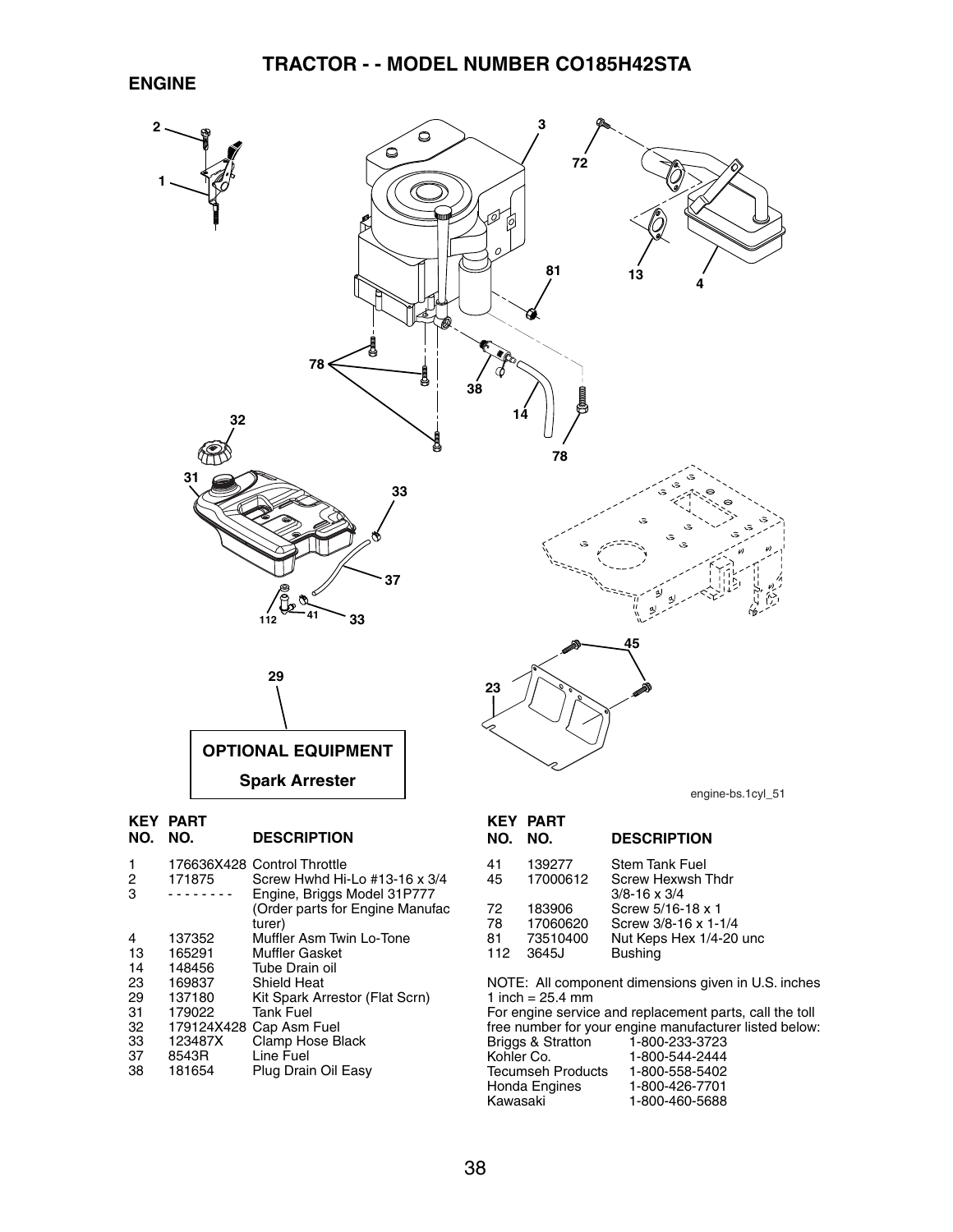# TRACTOR - - MODEL NUMBER CO185H42STA

## ENGINE

**OPTIONAL EQUIPMENT**

**Spark Arrester**

engine-bs.1cyl_51

| KEY NO. | PART NO. | DESCRIPTION |
|---|---|---|
| 1 | 176636X428 | Control Throttle |
| 2 | 171875 | Screw Hwhd Hi-Lo #13-16 x 3/4 |
| 3 | - - - - - - - - | Engine, Briggs Model 31P777 (Order parts for Engine Manufacturer) |
| 4 | 137352 | Muffler Asm Twin Lo-Tone |
| 13 | 165291 | Muffler Gasket |
| 14 | 148456 | Tube Drain oil |
| 23 | 169837 | Shield Heat |
| 29 | 137180 | Kit Spark Arrestor (Flat Scrn) |
| 31 | 179022 | Tank Fuel |
| 32 | 179124X428 | Cap Asm Fuel |
| 33 | 123487X | Clamp Hose Black |
| 37 | 8543R | Line Fuel |
| 38 | 181654 | Plug Drain Oil Easy |
| 41 | 139277 | Stem Tank Fuel |
| 45 | 17000612 | Screw Hexwsh Thdr 3/8-16 x 3/4 |
| 72 | 183906 | Screw 5/16-18 x 1 |
| 78 | 17060620 | Screw 3/8-16 x 1-1/4 |
| 81 | 73510400 | Nut Keps Hex 1/4-20 unc |
| 112 | 3645J | Bushing |

NOTE: All component dimensions given in U.S. inches
1 inch = 25.4 mm

For engine service and replacement parts, call the toll free number for your engine manufacturer listed below:

| | |
|---|---|
| Briggs & Stratton | 1-800-233-3723 |
| Kohler Co. | 1-800-544-2444 |
| Tecumseh Products | 1-800-558-5402 |
| Honda Engines | 1-800-426-7701 |
| Kawasaki | 1-800-460-5688 |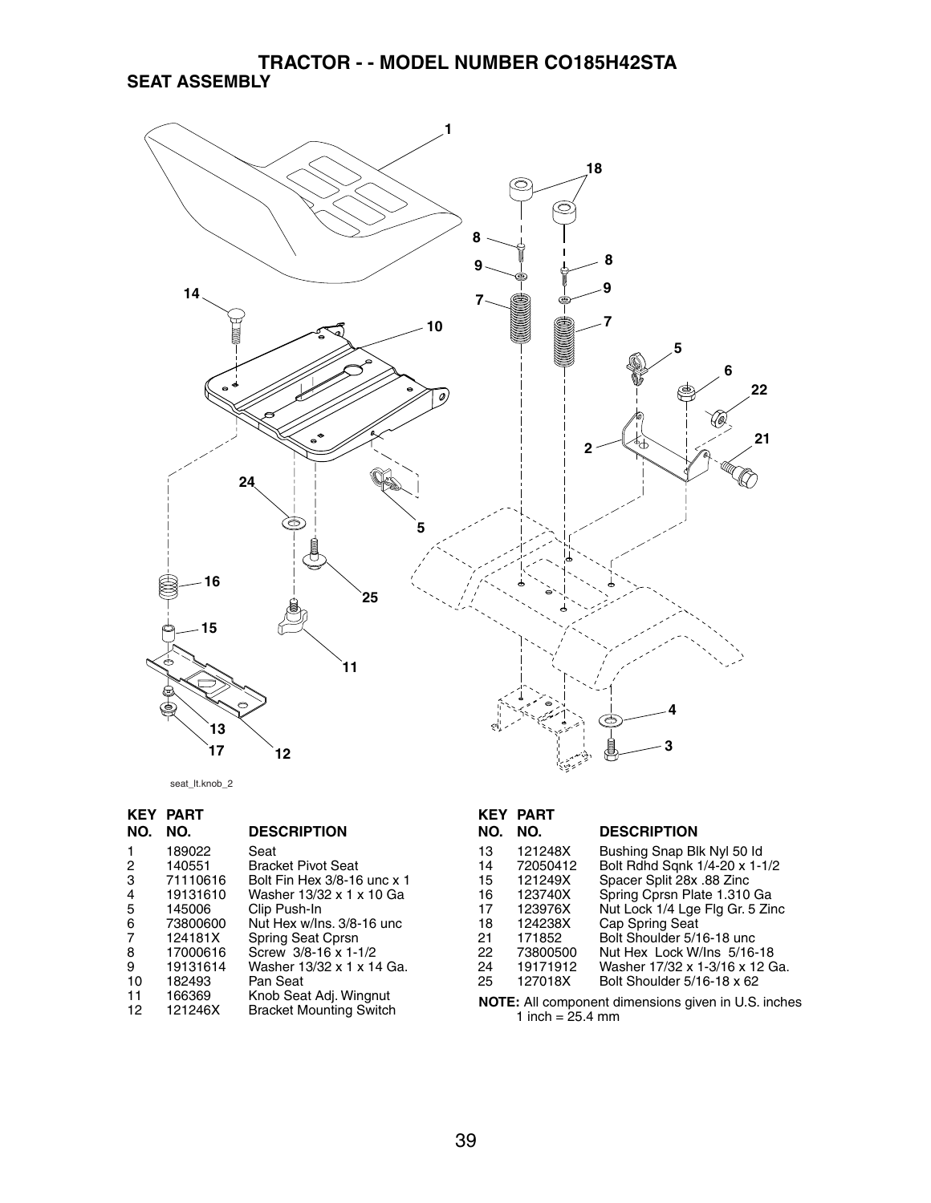# TRACTOR - - MODEL NUMBER CO185H42STA

## SEAT ASSEMBLY

seat_lt.knob_2

| KEY NO. | PART NO. | DESCRIPTION |
|---|---|---|
| 1 | 189022 | Seat |
| 2 | 140551 | Bracket Pivot Seat |
| 3 | 71110616 | Bolt Fin Hex 3/8-16 unc x 1 |
| 4 | 19131610 | Washer 13/32 x 1 x 10 Ga |
| 5 | 145006 | Clip Push-In |
| 6 | 73800600 | Nut Hex w/Ins. 3/8-16 unc |
| 7 | 124181X | Spring Seat Cprsn |
| 8 | 17000616 | Screw 3/8-16 x 1-1/2 |
| 9 | 19131614 | Washer 13/32 x 1 x 14 Ga. |
| 10 | 182493 | Pan Seat |
| 11 | 166369 | Knob Seat Adj. Wingnut |
| 12 | 121246X | Bracket Mounting Switch |
| 13 | 121248X | Bushing Snap Blk Nyl 50 Id |
| 14 | 72050412 | Bolt Rdhd Sqnk 1/4-20 x 1-1/2 |
| 15 | 121249X | Spacer Split 28x .88 Zinc |
| 16 | 123740X | Spring Cprsn Plate 1.310 Ga |
| 17 | 123976X | Nut Lock 1/4 Lge Flg Gr. 5 Zinc |
| 18 | 124238X | Cap Spring Seat |
| 21 | 171852 | Bolt Shoulder 5/16-18 unc |
| 22 | 73800500 | Nut Hex Lock W/Ins 5/16-18 |
| 24 | 19171912 | Washer 17/32 x 1-3/16 x 12 Ga. |
| 25 | 127018X | Bolt Shoulder 5/16-18 x 62 |

**NOTE:** All component dimensions given in U.S. inches
1 inch = 25.4 mm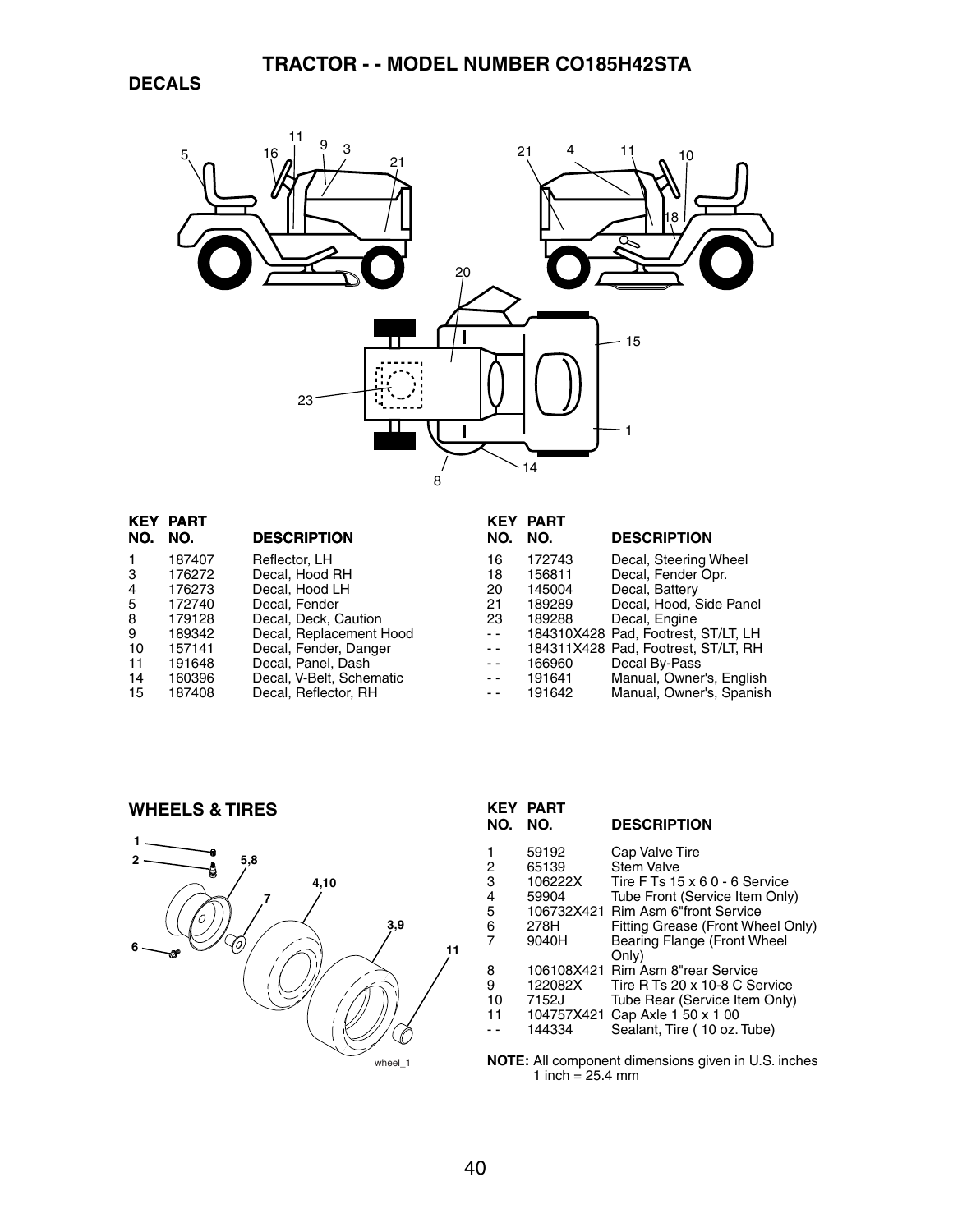# TRACTOR - - MODEL NUMBER CO185H42STA

## DECALS

| KEY NO. | PART NO. | DESCRIPTION |
|---|---|---|
| 1 | 187407 | Reflector, LH |
| 3 | 176272 | Decal, Hood RH |
| 4 | 176273 | Decal, Hood LH |
| 5 | 172740 | Decal, Fender |
| 8 | 179128 | Decal, Deck, Caution |
| 9 | 189342 | Decal, Replacement Hood |
| 10 | 157141 | Decal, Fender, Danger |
| 11 | 191648 | Decal, Panel, Dash |
| 14 | 160396 | Decal, V-Belt, Schematic |
| 15 | 187408 | Decal, Reflector, RH |
| 16 | 172743 | Decal, Steering Wheel |
| 18 | 156811 | Decal, Fender Opr. |
| 20 | 145004 | Decal, Battery |
| 21 | 189289 | Decal, Hood, Side Panel |
| 23 | 189288 | Decal, Engine |
| - - | 184310X428 | Pad, Footrest, ST/LT, LH |
| - - | 184311X428 | Pad, Footrest, ST/LT, RH |
| - - | 166960 | Decal By-Pass |
| - - | 191641 | Manual, Owner's, English |
| - - | 191642 | Manual, Owner's, Spanish |

## WHEELS & TIRES

| KEY NO. | PART NO. | DESCRIPTION |
|---|---|---|
| 1 | 59192 | Cap Valve Tire |
| 2 | 65139 | Stem Valve |
| 3 | 106222X | Tire F Ts 15 x 6 0 - 6 Service |
| 4 | 59904 | Tube Front (Service Item Only) |
| 5 | 106732X421 | Rim Asm 6"front Service |
| 6 | 278H | Fitting Grease (Front Wheel Only) |
| 7 | 9040H | Bearing Flange (Front Wheel Only) |
| 8 | 106108X421 | Rim Asm 8"rear Service |
| 9 | 122082X | Tire R Ts 20 x 10-8 C Service |
| 10 | 7152J | Tube Rear (Service Item Only) |
| 11 | 104757X421 | Cap Axle 1 50 x 1 00 |
| - - | 144334 | Sealant, Tire ( 10 oz. Tube) |

**NOTE:** All component dimensions given in U.S. inches
1 inch = 25.4 mm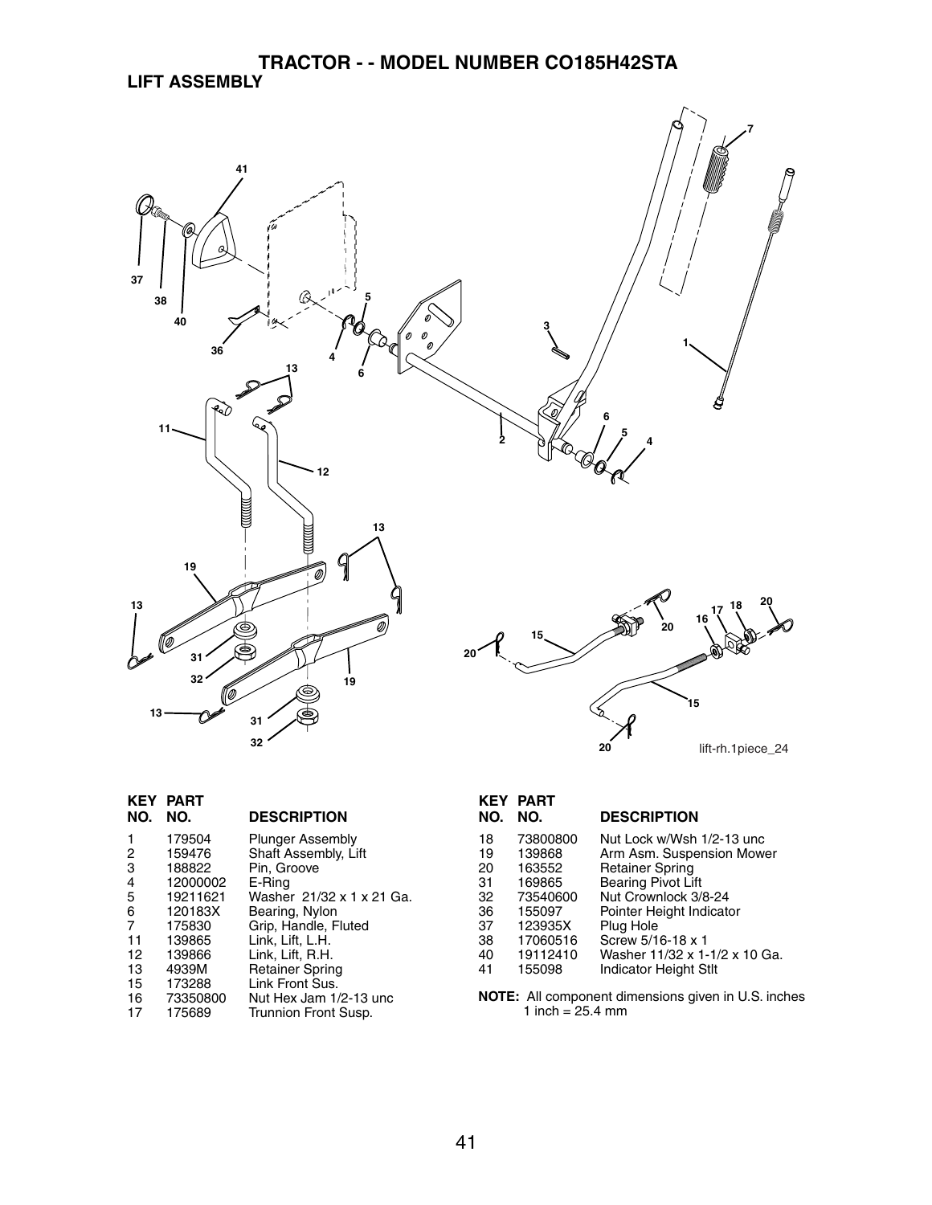# TRACTOR - - MODEL NUMBER CO185H42STA

## LIFT ASSEMBLY

| KEY NO. | PART NO. | DESCRIPTION |
|---|---|---|
| 1 | 179504 | Plunger Assembly |
| 2 | 159476 | Shaft Assembly, Lift |
| 3 | 188822 | Pin, Groove |
| 4 | 12000002 | E-Ring |
| 5 | 19211621 | Washer 21/32 x 1 x 21 Ga. |
| 6 | 120183X | Bearing, Nylon |
| 7 | 175830 | Grip, Handle, Fluted |
| 11 | 139865 | Link, Lift, L.H. |
| 12 | 139866 | Link, Lift, R.H. |
| 13 | 4939M | Retainer Spring |
| 15 | 173288 | Link Front Sus. |
| 16 | 73350800 | Nut Hex Jam 1/2-13 unc |
| 17 | 175689 | Trunnion Front Susp. |
| 18 | 73800800 | Nut Lock w/Wsh 1/2-13 unc |
| 19 | 139868 | Arm Asm. Suspension Mower |
| 20 | 163552 | Retainer Spring |
| 31 | 169865 | Bearing Pivot Lift |
| 32 | 73540600 | Nut Crownlock 3/8-24 |
| 36 | 155097 | Pointer Height Indicator |
| 37 | 123935X | Plug Hole |
| 38 | 17060516 | Screw 5/16-18 x 1 |
| 40 | 19112410 | Washer 11/32 x 1-1/2 x 10 Ga. |
| 41 | 155098 | Indicator Height Stlt |

**NOTE:** All component dimensions given in U.S. inches
1 inch = 25.4 mm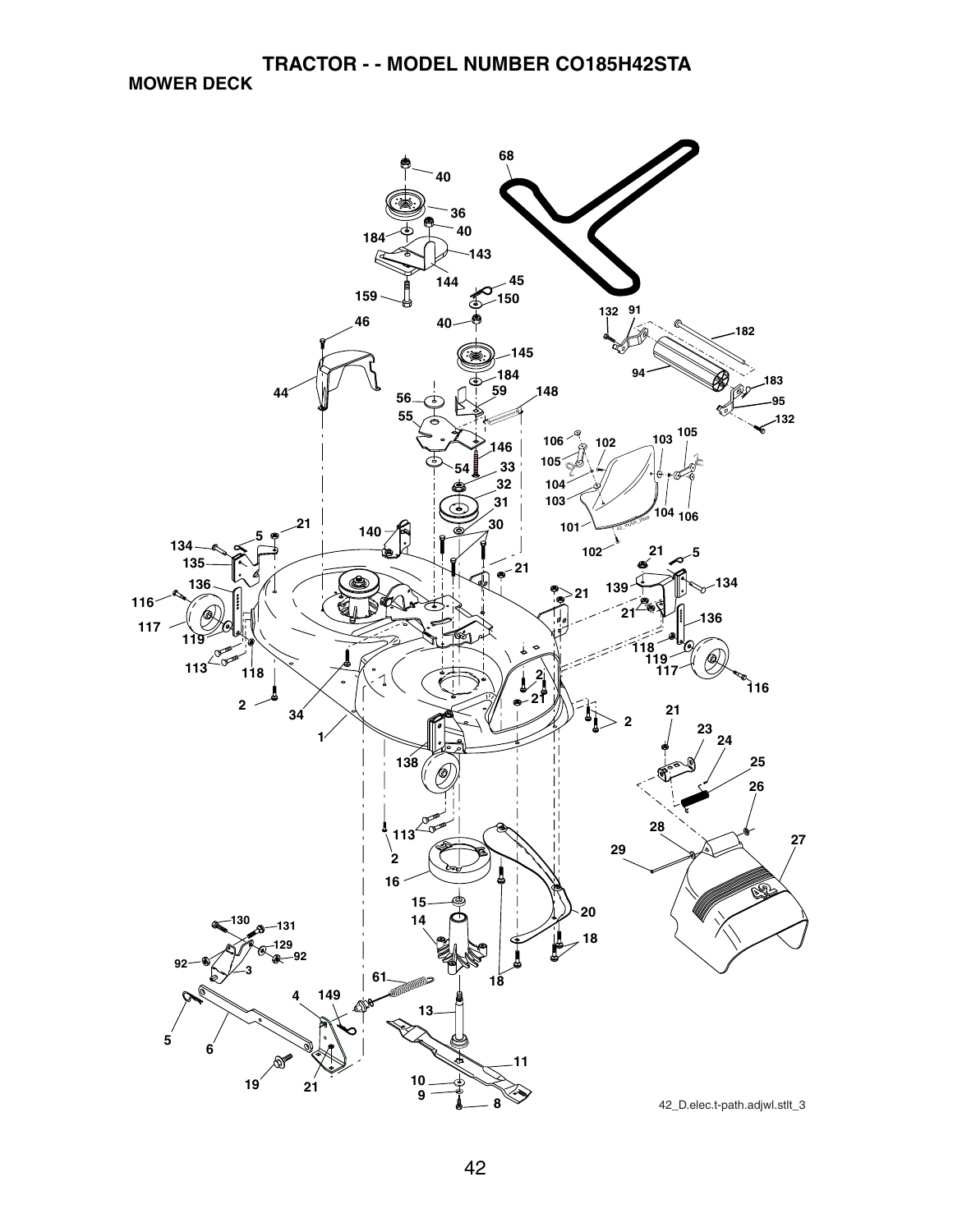# TRACTOR - - MODEL NUMBER CO185H42STA

## MOWER DECK

42_D.elec.t-path.adjwl.stlt_3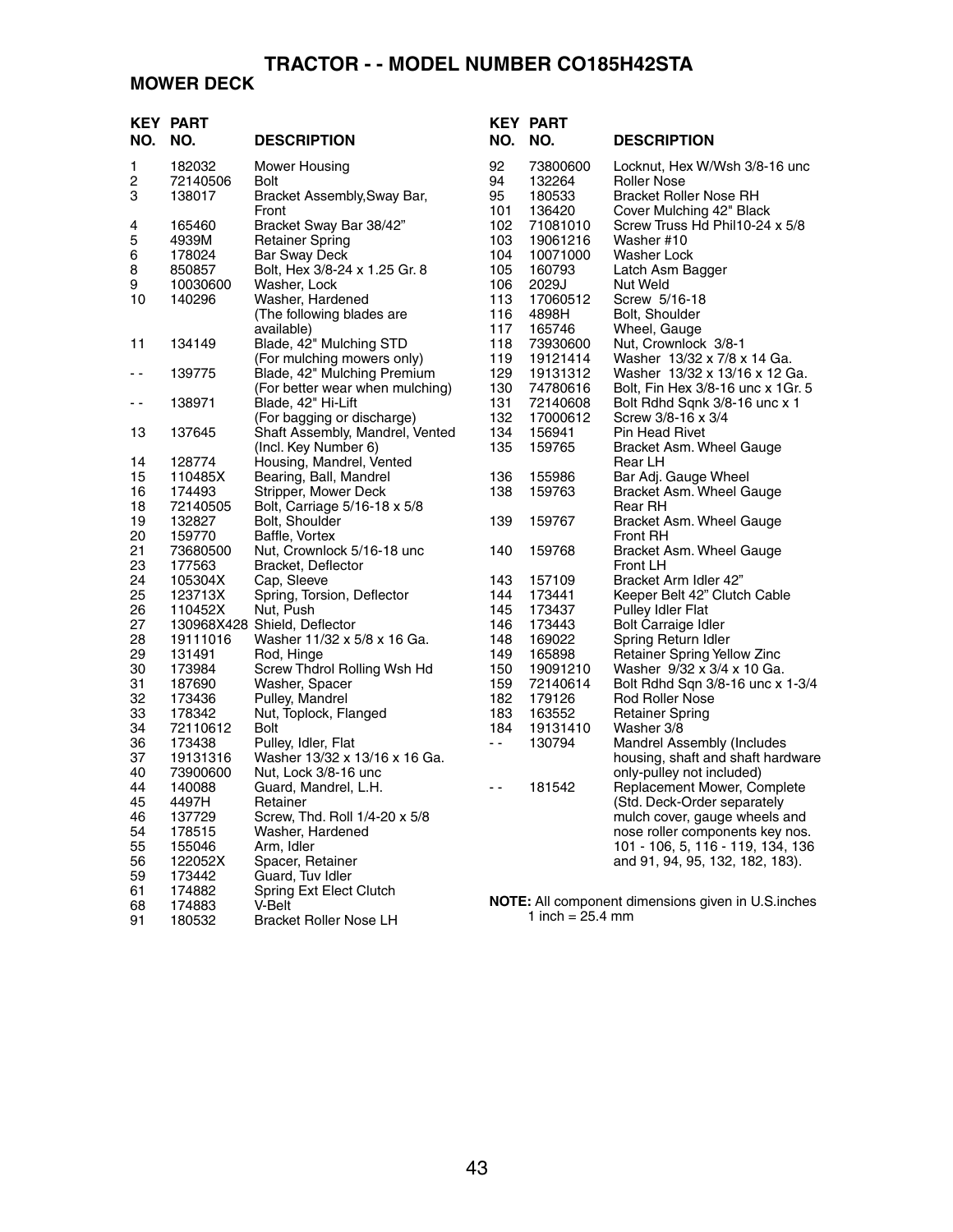# TRACTOR - - MODEL NUMBER CO185H42STA

## MOWER DECK

| KEY NO. | PART NO. | DESCRIPTION |
|---|---|---|
| 1 | 182032 | Mower Housing |
| 2 | 72140506 | Bolt |
| 3 | 138017 | Bracket Assembly,Sway Bar, Front |
| 4 | 165460 | Bracket Sway Bar 38/42" |
| 5 | 4939M | Retainer Spring |
| 6 | 178024 | Bar Sway Deck |
| 8 | 850857 | Bolt, Hex 3/8-24 x 1.25 Gr. 8 |
| 9 | 10030600 | Washer, Lock |
| 10 | 140296 | Washer, Hardened (The following blades are available) |
| 11 | 134149 | Blade, 42" Mulching STD (For mulching mowers only) |
| - - | 139775 | Blade, 42" Mulching Premium (For better wear when mulching) |
| - - | 138971 | Blade, 42" Hi-Lift (For bagging or discharge) |
| 13 | 137645 | Shaft Assembly, Mandrel, Vented (Incl. Key Number 6) |
| 14 | 128774 | Housing, Mandrel, Vented |
| 15 | 110485X | Bearing, Ball, Mandrel |
| 16 | 174493 | Stripper, Mower Deck |
| 18 | 72140505 | Bolt, Carriage 5/16-18 x 5/8 |
| 19 | 132827 | Bolt, Shoulder |
| 20 | 159770 | Baffle, Vortex |
| 21 | 73680500 | Nut, Crownlock 5/16-18 unc |
| 23 | 177563 | Bracket, Deflector |
| 24 | 105304X | Cap, Sleeve |
| 25 | 123713X | Spring, Torsion, Deflector |
| 26 | 110452X | Nut, Push |
| 27 | 130968X428 | Shield, Deflector |
| 28 | 19111016 | Washer 11/32 x 5/8 x 16 Ga. |
| 29 | 131491 | Rod, Hinge |
| 30 | 173984 | Screw Thdrol Rolling Wsh Hd |
| 31 | 187690 | Washer, Spacer |
| 32 | 173436 | Pulley, Mandrel |
| 33 | 178342 | Nut, Toplock, Flanged |
| 34 | 72110612 | Bolt |
| 36 | 173438 | Pulley, Idler, Flat |
| 37 | 19131316 | Washer 13/32 x 13/16 x 16 Ga. |
| 40 | 73900600 | Nut, Lock 3/8-16 unc |
| 44 | 140088 | Guard, Mandrel, L.H. |
| 45 | 4497H | Retainer |
| 46 | 137729 | Screw, Thd. Roll 1/4-20 x 5/8 |
| 54 | 178515 | Washer, Hardened |
| 55 | 155046 | Arm, Idler |
| 56 | 122052X | Spacer, Retainer |
| 59 | 173442 | Guard, Tuv Idler |
| 61 | 174882 | Spring Ext Elect Clutch |
| 68 | 174883 | V-Belt |
| 91 | 180532 | Bracket Roller Nose LH |
| 92 | 73800600 | Locknut, Hex W/Wsh 3/8-16 unc |
| 94 | 132264 | Roller Nose |
| 95 | 180533 | Bracket Roller Nose RH |
| 101 | 136420 | Cover Mulching 42" Black |
| 102 | 71081010 | Screw Truss Hd Phil10-24 x 5/8 |
| 103 | 19061216 | Washer #10 |
| 104 | 10071000 | Washer Lock |
| 105 | 160793 | Latch Asm Bagger |
| 106 | 2029J | Nut Weld |
| 113 | 17060512 | Screw 5/16-18 |
| 116 | 4898H | Bolt, Shoulder |
| 117 | 165746 | Wheel, Gauge |
| 118 | 73930600 | Nut, Crownlock 3/8-1 |
| 119 | 19121414 | Washer 13/32 x 7/8 x 14 Ga. |
| 129 | 19131312 | Washer 13/32 x 13/16 x 12 Ga. |
| 130 | 74780616 | Bolt, Fin Hex 3/8-16 unc x 1Gr. 5 |
| 131 | 72140608 | Bolt Rdhd Sqnk 3/8-16 unc x 1 |
| 132 | 17000612 | Screw 3/8-16 x 3/4 |
| 134 | 156941 | Pin Head Rivet |
| 135 | 159765 | Bracket Asm. Wheel Gauge Rear LH |
| 136 | 155986 | Bar Adj. Gauge Wheel |
| 138 | 159763 | Bracket Asm. Wheel Gauge Rear RH |
| 139 | 159767 | Bracket Asm. Wheel Gauge Front RH |
| 140 | 159768 | Bracket Asm. Wheel Gauge Front LH |
| 143 | 157109 | Bracket Arm Idler 42" |
| 144 | 173441 | Keeper Belt 42" Clutch Cable |
| 145 | 173437 | Pulley Idler Flat |
| 146 | 173443 | Bolt Carraige Idler |
| 148 | 169022 | Spring Return Idler |
| 149 | 165898 | Retainer Spring Yellow Zinc |
| 150 | 19091210 | Washer 9/32 x 3/4 x 10 Ga. |
| 159 | 72140614 | Bolt Rdhd Sqn 3/8-16 unc x 1-3/4 |
| 182 | 179126 | Rod Roller Nose |
| 183 | 163552 | Retainer Spring |
| 184 | 19131410 | Washer 3/8 |
| - - | 130794 | Mandrel Assembly (Includes housing, shaft and shaft hardware only-pulley not included) |
| - - | 181542 | Replacement Mower, Complete (Std. Deck-Order separately mulch cover, gauge wheels and nose roller components key nos. 101 - 106, 5, 116 - 119, 134, 136 and 91, 94, 95, 132, 182, 183). |

**NOTE:** All component dimensions given in U.S.inches
1 inch = 25.4 mm